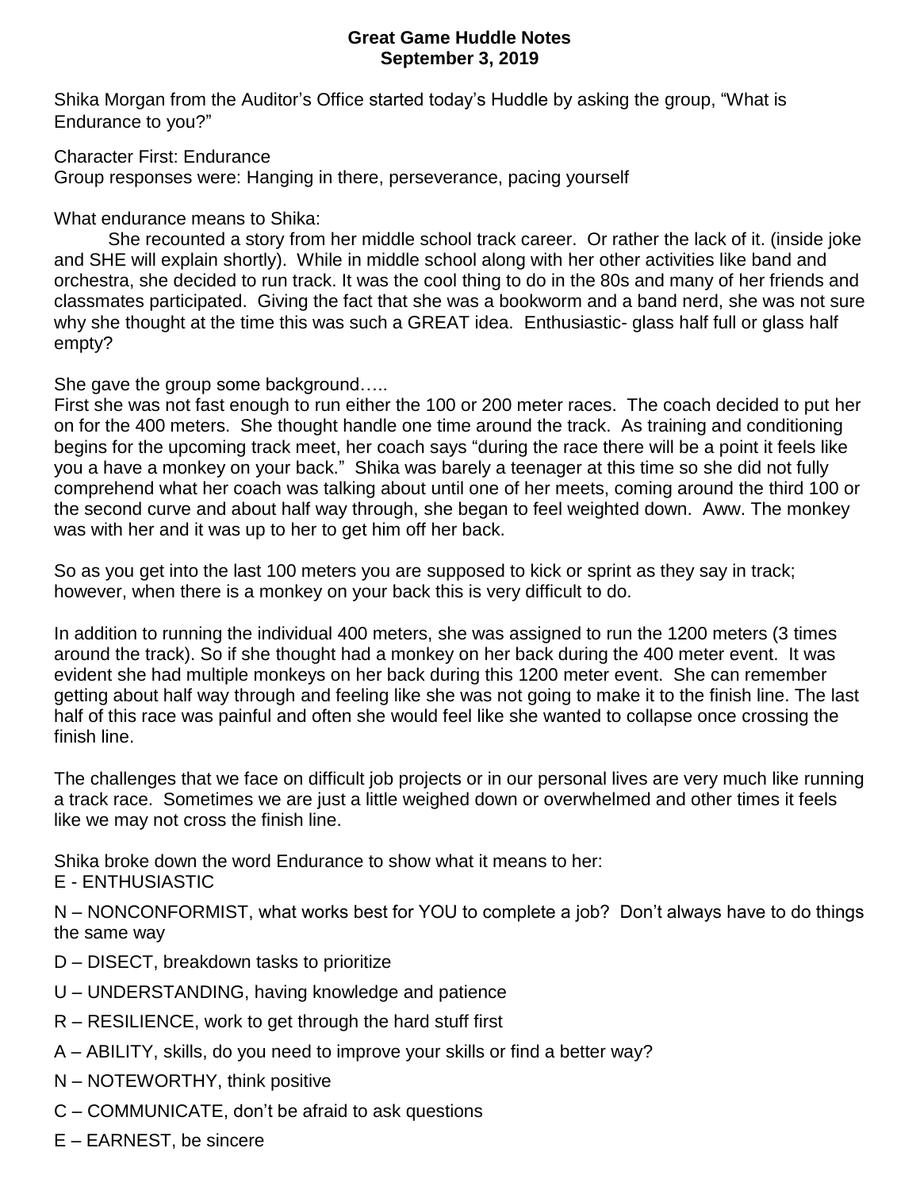# Great Game Huddle Notes
## September 3, 2019

Shika Morgan from the Auditor's Office started today's Huddle by asking the group, "What is Endurance to you?"

Character First: Endurance
Group responses were: Hanging in there, perseverance, pacing yourself

What endurance means to Shika:

She recounted a story from her middle school track career. Or rather the lack of it. (inside joke and SHE will explain shortly). While in middle school along with her other activities like band and orchestra, she decided to run track. It was the cool thing to do in the 80s and many of her friends and classmates participated. Giving the fact that she was a bookworm and a band nerd, she was not sure why she thought at the time this was such a GREAT idea. Enthusiastic- glass half full or glass half empty?

She gave the group some background…..

First she was not fast enough to run either the 100 or 200 meter races. The coach decided to put her on for the 400 meters. She thought handle one time around the track. As training and conditioning begins for the upcoming track meet, her coach says "during the race there will be a point it feels like you a have a monkey on your back." Shika was barely a teenager at this time so she did not fully comprehend what her coach was talking about until one of her meets, coming around the third 100 or the second curve and about half way through, she began to feel weighted down. Aww. The monkey was with her and it was up to her to get him off her back.

So as you get into the last 100 meters you are supposed to kick or sprint as they say in track; however, when there is a monkey on your back this is very difficult to do.

In addition to running the individual 400 meters, she was assigned to run the 1200 meters (3 times around the track). So if she thought had a monkey on her back during the 400 meter event. It was evident she had multiple monkeys on her back during this 1200 meter event. She can remember getting about half way through and feeling like she was not going to make it to the finish line. The last half of this race was painful and often she would feel like she wanted to collapse once crossing the finish line.

The challenges that we face on difficult job projects or in our personal lives are very much like running a track race. Sometimes we are just a little weighed down or overwhelmed and other times it feels like we may not cross the finish line.

Shika broke down the word Endurance to show what it means to her:

E - ENTHUSIASTIC

N – NONCONFORMIST, what works best for YOU to complete a job? Don't always have to do things the same way

D – DISECT, breakdown tasks to prioritize

U – UNDERSTANDING, having knowledge and patience

R – RESILIENCE, work to get through the hard stuff first

A – ABILITY, skills, do you need to improve your skills or find a better way?

N – NOTEWORTHY, think positive

C – COMMUNICATE, don't be afraid to ask questions

E – EARNEST, be sincere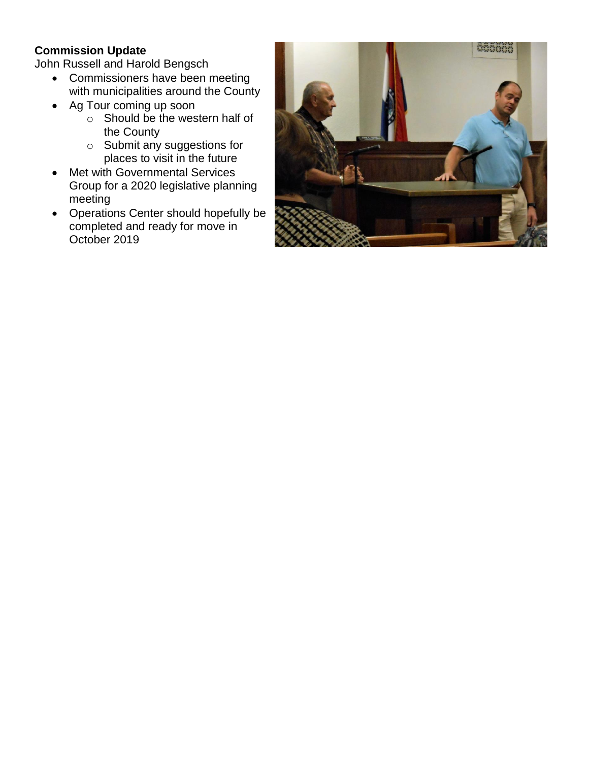**Commission Update**

John Russell and Harold Bengsch

- Commissioners have been meeting with municipalities around the County
- Ag Tour coming up soon
  - Should be the western half of the County
  - Submit any suggestions for places to visit in the future
- Met with Governmental Services Group for a 2020 legislative planning meeting
- Operations Center should hopefully be completed and ready for move in October 2019